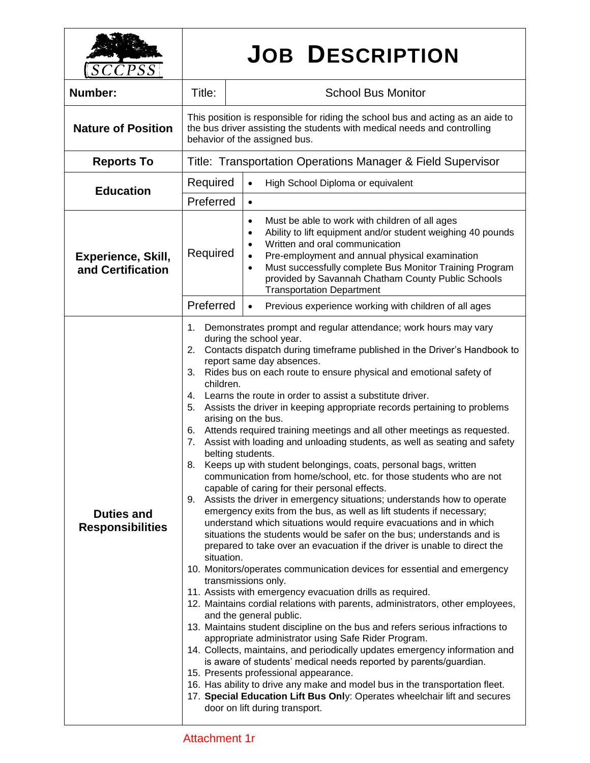SCCPSS

# JOB DESCRIPTION

| | | |
|---|---|---|
| **Number:** | Title: | School Bus Monitor |
| **Nature of Position** | This position is responsible for riding the school bus and acting as an aide to the bus driver assisting the students with medical needs and controlling behavior of the assigned bus. | |
| **Reports To** | Title: Transportation Operations Manager & Field Supervisor | |
| **Education** | Required | • High School Diploma or equivalent |
| | Preferred | • |
| **Experience, Skill, and Certification** | Required | • Must be able to work with children of all ages<br>• Ability to lift equipment and/or student weighing 40 pounds<br>• Written and oral communication<br>• Pre-employment and annual physical examination<br>• Must successfully complete Bus Monitor Training Program provided by Savannah Chatham County Public Schools Transportation Department |
| | Preferred | • Previous experience working with children of all ages |
| **Duties and Responsibilities** | 1. Demonstrates prompt and regular attendance; work hours may vary during the school year.<br>2. Contacts dispatch during timeframe published in the Driver's Handbook to report same day absences.<br>3. Rides bus on each route to ensure physical and emotional safety of children.<br>4. Learns the route in order to assist a substitute driver.<br>5. Assists the driver in keeping appropriate records pertaining to problems arising on the bus.<br>6. Attends required training meetings and all other meetings as requested.<br>7. Assist with loading and unloading students, as well as seating and safety belting students.<br>8. Keeps up with student belongings, coats, personal bags, written communication from home/school, etc. for those students who are not capable of caring for their personal effects.<br>9. Assists the driver in emergency situations; understands how to operate emergency exits from the bus, as well as lift students if necessary; understand which situations would require evacuations and in which situations the students would be safer on the bus; understands and is prepared to take over an evacuation if the driver is unable to direct the situation.<br>10. Monitors/operates communication devices for essential and emergency transmissions only.<br>11. Assists with emergency evacuation drills as required.<br>12. Maintains cordial relations with parents, administrators, other employees, and the general public.<br>13. Maintains student discipline on the bus and refers serious infractions to appropriate administrator using Safe Rider Program.<br>14. Collects, maintains, and periodically updates emergency information and is aware of students' medical needs reported by parents/guardian.<br>15. Presents professional appearance.<br>16. Has ability to drive any make and model bus in the transportation fleet.<br>17. **Special Education Lift Bus Onl**y: Operates wheelchair lift and secures door on lift during transport. | |

Attachment 1r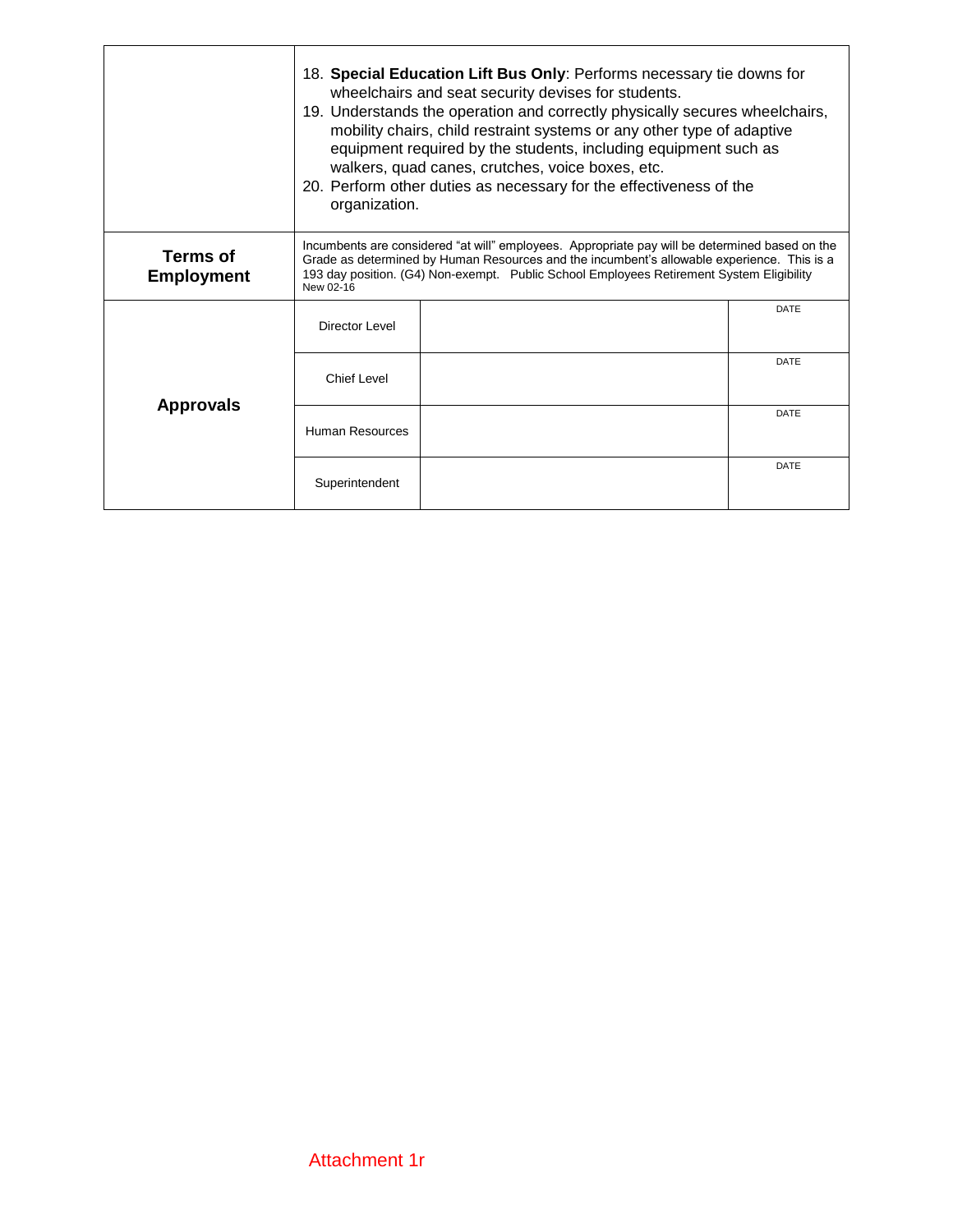| | | | |
|---|---|---|---|
| | 18. **Special Education Lift Bus Only**: Performs necessary tie downs for wheelchairs and seat security devises for students.<br>19. Understands the operation and correctly physically secures wheelchairs, mobility chairs, child restraint systems or any other type of adaptive equipment required by the students, including equipment such as walkers, quad canes, crutches, voice boxes, etc.<br>20. Perform other duties as necessary for the effectiveness of the organization. | | |
| **Terms of Employment** | Incumbents are considered "at will" employees. Appropriate pay will be determined based on the Grade as determined by Human Resources and the incumbent's allowable experience. This is a 193 day position. (G4) Non-exempt. Public School Employees Retirement System Eligibility<br>New 02-16 | | |
| **Approvals** | Director Level | | DATE |
| | Chief Level | | DATE |
| | Human Resources | | DATE |
| | Superintendent | | DATE |

Attachment 1r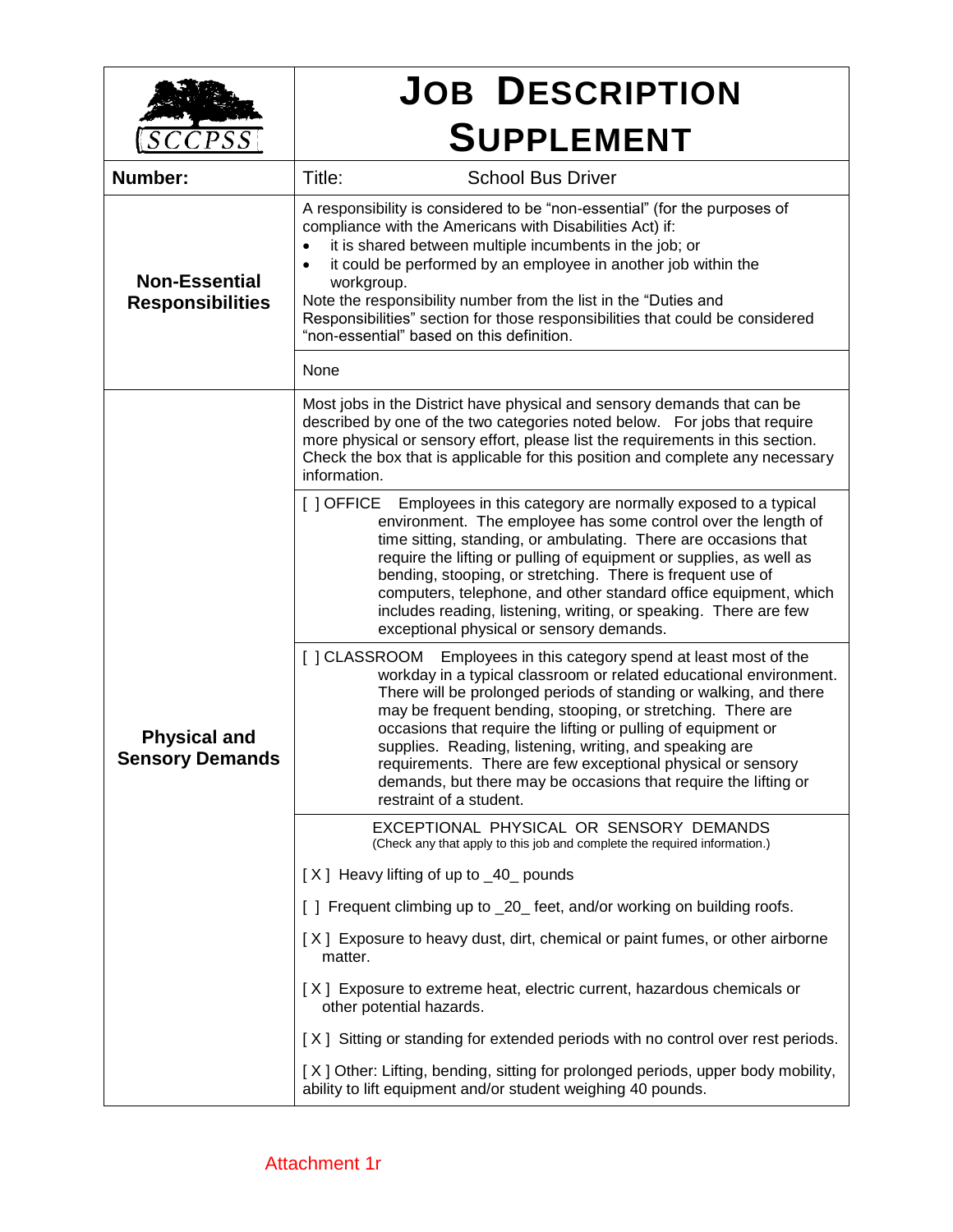# JOB DESCRIPTION SUPPLEMENT

SCCPSS

| | |
|---|---|
| **Number:** | Title: School Bus Driver |
| **Non-Essential Responsibilities** | A responsibility is considered to be "non-essential" (for the purposes of compliance with the Americans with Disabilities Act) if:<br>• it is shared between multiple incumbents in the job; or<br>• it could be performed by an employee in another job within the workgroup.<br>Note the responsibility number from the list in the "Duties and Responsibilities" section for those responsibilities that could be considered "non-essential" based on this definition. |
| | None |
| **Physical and Sensory Demands** | Most jobs in the District have physical and sensory demands that can be described by one of the two categories noted below. For jobs that require more physical or sensory effort, please list the requirements in this section. Check the box that is applicable for this position and complete any necessary information. |
| | [ ] OFFICE Employees in this category are normally exposed to a typical environment. The employee has some control over the length of time sitting, standing, or ambulating. There are occasions that require the lifting or pulling of equipment or supplies, as well as bending, stooping, or stretching. There is frequent use of computers, telephone, and other standard office equipment, which includes reading, listening, writing, or speaking. There are few exceptional physical or sensory demands. |
| | [ ] CLASSROOM Employees in this category spend at least most of the workday in a typical classroom or related educational environment. There will be prolonged periods of standing or walking, and there may be frequent bending, stooping, or stretching. There are occasions that require the lifting or pulling of equipment or supplies. Reading, listening, writing, and speaking are requirements. There are few exceptional physical or sensory demands, but there may be occasions that require the lifting or restraint of a student. |
| | EXCEPTIONAL PHYSICAL OR SENSORY DEMANDS<br>(Check any that apply to this job and complete the required information.)<br><br>[ X ] Heavy lifting of up to _40_ pounds<br><br>[ ] Frequent climbing up to _20_ feet, and/or working on building roofs.<br><br>[ X ] Exposure to heavy dust, dirt, chemical or paint fumes, or other airborne matter.<br><br>[ X ] Exposure to extreme heat, electric current, hazardous chemicals or other potential hazards.<br><br>[ X ] Sitting or standing for extended periods with no control over rest periods.<br><br>[ X ] Other: Lifting, bending, sitting for prolonged periods, upper body mobility, ability to lift equipment and/or student weighing 40 pounds. |

Attachment 1r